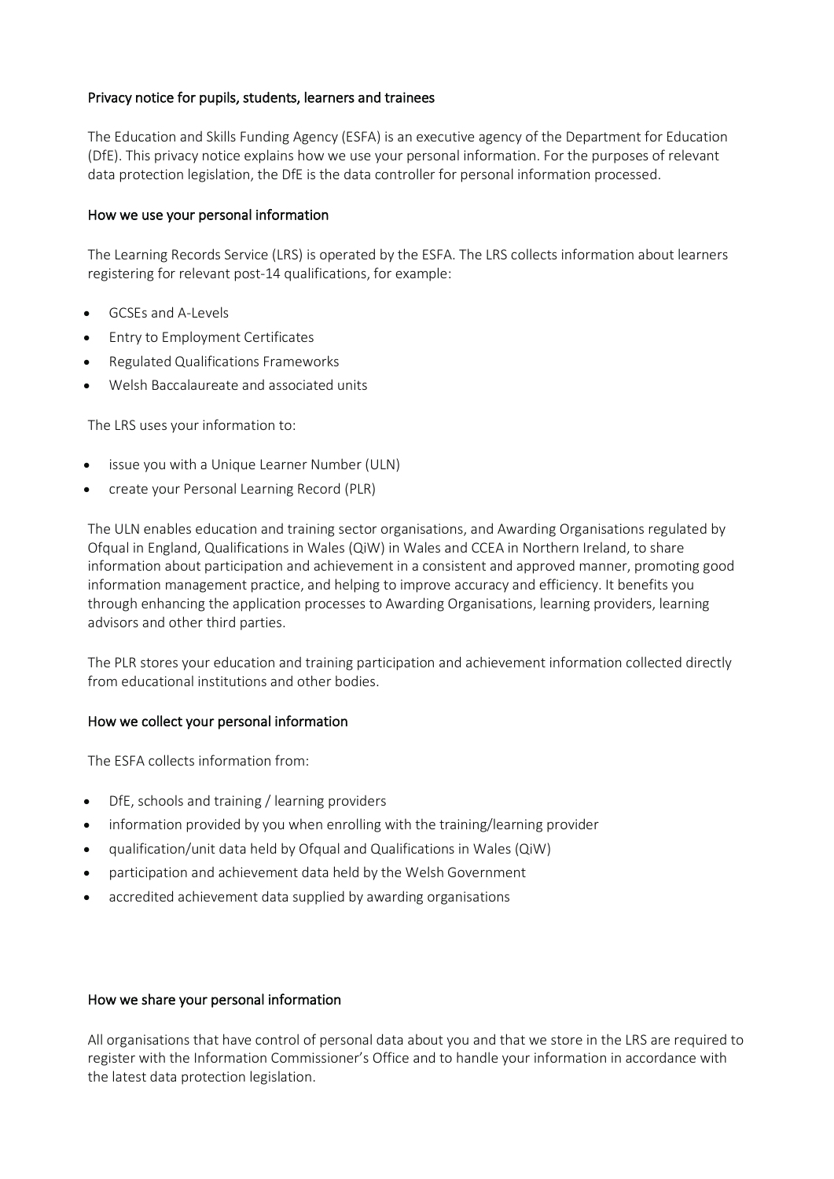## Privacy notice for pupils, students, learners and trainees

The Education and Skills Funding Agency (ESFA) is an executive agency of the Department for Education (DfE). This privacy notice explains how we use your personal information. For the purposes of relevant data protection legislation, the DfE is the data controller for personal information processed.

### How we use your personal information

The Learning Records Service (LRS) is operated by the ESFA. The LRS collects information about learners registering for relevant post-14 qualifications, for example:

- GCSEs and A-Levels
- Entry to Employment Certificates
- Regulated Qualifications Frameworks
- Welsh Baccalaureate and associated units

The LRS uses your information to:

- issue you with a Unique Learner Number (ULN)
- create your Personal Learning Record (PLR)

The ULN enables education and training sector organisations, and Awarding Organisations regulated by Ofqual in England, Qualifications in Wales (QiW) in Wales and CCEA in Northern Ireland, to share information about participation and achievement in a consistent and approved manner, promoting good information management practice, and helping to improve accuracy and efficiency. It benefits you through enhancing the application processes to Awarding Organisations, learning providers, learning advisors and other third parties.

The PLR stores your education and training participation and achievement information collected directly from educational institutions and other bodies.

### How we collect your personal information

The ESFA collects information from:

- DfE, schools and training / learning providers
- information provided by you when enrolling with the training/learning provider
- qualification/unit data held by Ofqual and Qualifications in Wales (QiW)
- participation and achievement data held by the Welsh Government
- accredited achievement data supplied by awarding organisations

### How we share your personal information

All organisations that have control of personal data about you and that we store in the LRS are required to register with the Information Commissioner's Office and to handle your information in accordance with the latest data protection legislation.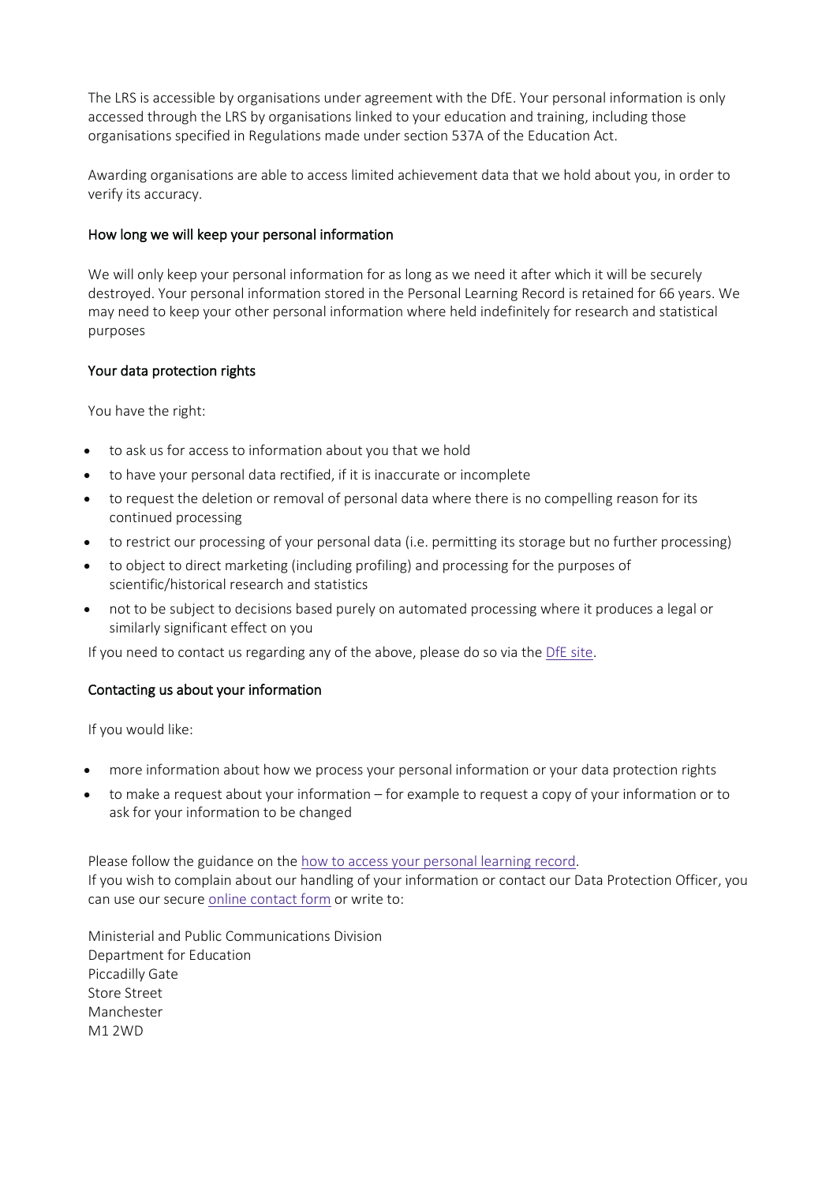The LRS is accessible by organisations under agreement with the DfE. Your personal information is only accessed through the LRS by organisations linked to your education and training, including those organisations specified in Regulations made under section 537A of the Education Act.

Awarding organisations are able to access limited achievement data that we hold about you, in order to verify its accuracy.

## How long we will keep your personal information

We will only keep your personal information for as long as we need it after which it will be securely destroyed. Your personal information stored in the Personal Learning Record is retained for 66 years. We may need to keep your other personal information where held indefinitely for research and statistical purposes

## Your data protection rights

You have the right:

- to ask us for access to information about you that we hold
- to have your personal data rectified, if it is inaccurate or incomplete
- to request the deletion or removal of personal data where there is no compelling reason for its continued processing
- to restrict our processing of your personal data (i.e. permitting its storage but no further processing)
- to object to direct marketing (including profiling) and processing for the purposes of scientific/historical research and statistics
- not to be subject to decisions based purely on automated processing where it produces a legal or similarly significant effect on you

If you need to contact us regarding any of the above, please do so via the [DfE site](DfE site).

## Contacting us about your information

If you would like:

- more information about how we process your personal information or your data protection rights
- to make a request about your information – for example to request a copy of your information or to ask for your information to be changed

Please follow the guidance on the [how to access your personal learning record](how to access your personal learning record).
If you wish to complain about our handling of your information or contact our Data Protection Officer, you can use our secure [online contact form](online contact form) or write to:

Ministerial and Public Communications Division
Department for Education
Piccadilly Gate
Store Street
Manchester
M1 2WD